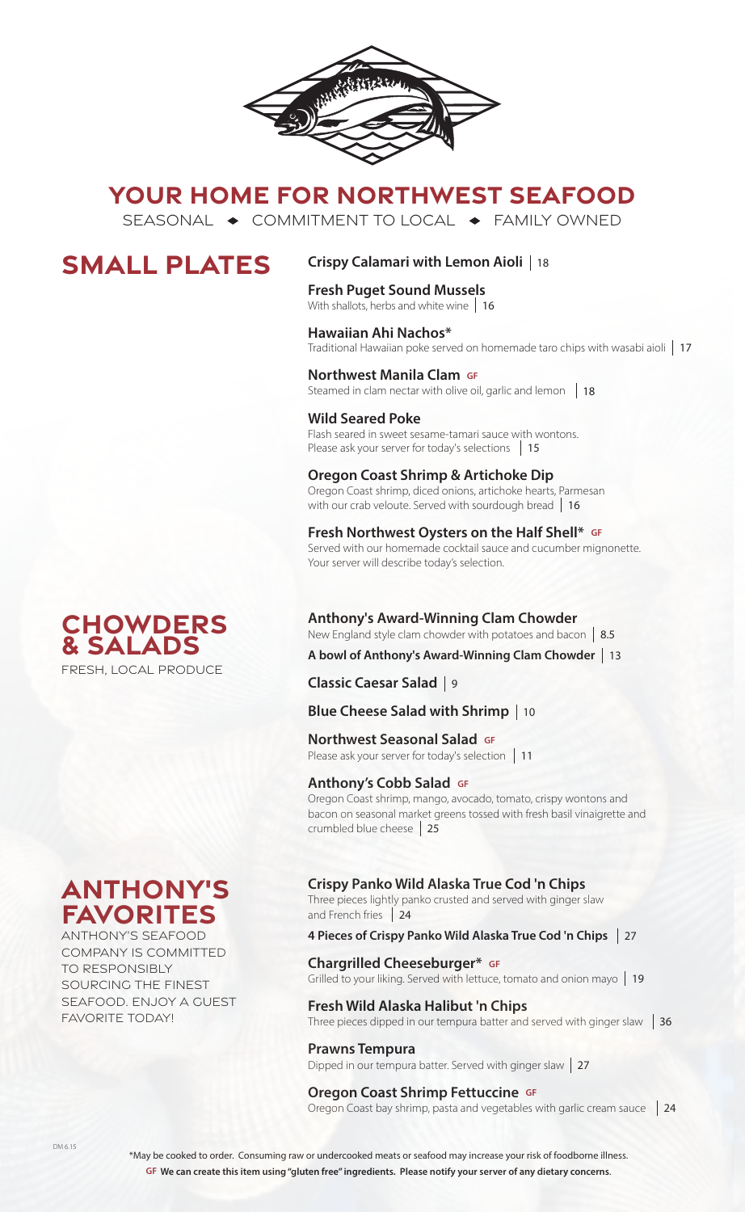# YOUR HOME FOR NORTHWEST SEAFOOD

SEASONAL ◆ COMMITMENT TO LOCAL ◆ FAMILY OWNED

## SMALL PLATES

**Crispy Calamari with Lemon Aioli** | 18

**Fresh Puget Sound Mussels**
With shallots, herbs and white wine | 16

**Hawaiian Ahi Nachos***
Traditional Hawaiian poke served on homemade taro chips with wasabi aioli | 17

**Northwest Manila Clam** GF
Steamed in clam nectar with olive oil, garlic and lemon | 18

**Wild Seared Poke**
Flash seared in sweet sesame-tamari sauce with wontons.
Please ask your server for today's selections | 15

**Oregon Coast Shrimp & Artichoke Dip**
Oregon Coast shrimp, diced onions, artichoke hearts, Parmesan with our crab veloute. Served with sourdough bread | 16

**Fresh Northwest Oysters on the Half Shell*** GF
Served with our homemade cocktail sauce and cucumber mignonette.
Your server will describe today's selection.

## CHOWDERS & SALADS

FRESH, LOCAL PRODUCE

**Anthony's Award-Winning Clam Chowder**
New England style clam chowder with potatoes and bacon | 8.5

**A bowl of Anthony's Award-Winning Clam Chowder** | 13

**Classic Caesar Salad** | 9

**Blue Cheese Salad with Shrimp** | 10

**Northwest Seasonal Salad** GF
Please ask your server for today's selection | 11

**Anthony's Cobb Salad** GF
Oregon Coast shrimp, mango, avocado, tomato, crispy wontons and bacon on seasonal market greens tossed with fresh basil vinaigrette and crumbled blue cheese | 25

## ANTHONY'S FAVORITES

ANTHONY'S SEAFOOD COMPANY IS COMMITTED TO RESPONSIBLY SOURCING THE FINEST SEAFOOD. ENJOY A GUEST FAVORITE TODAY!

**Crispy Panko Wild Alaska True Cod 'n Chips**
Three pieces lightly panko crusted and served with ginger slaw and French fries | 24

**4 Pieces of Crispy Panko Wild Alaska True Cod 'n Chips** | 27

**Chargrilled Cheeseburger*** GF
Grilled to your liking. Served with lettuce, tomato and onion mayo | 19

**Fresh Wild Alaska Halibut 'n Chips**
Three pieces dipped in our tempura batter and served with ginger slaw | 36

**Prawns Tempura**
Dipped in our tempura batter. Served with ginger slaw | 27

**Oregon Coast Shrimp Fettuccine** GF
Oregon Coast bay shrimp, pasta and vegetables with garlic cream sauce | 24

DM 6.15

*May be cooked to order. Consuming raw or undercooked meats or seafood may increase your risk of foodborne illness.

**GF We can create this item using "gluten free" ingredients. Please notify your server of any dietary concerns.**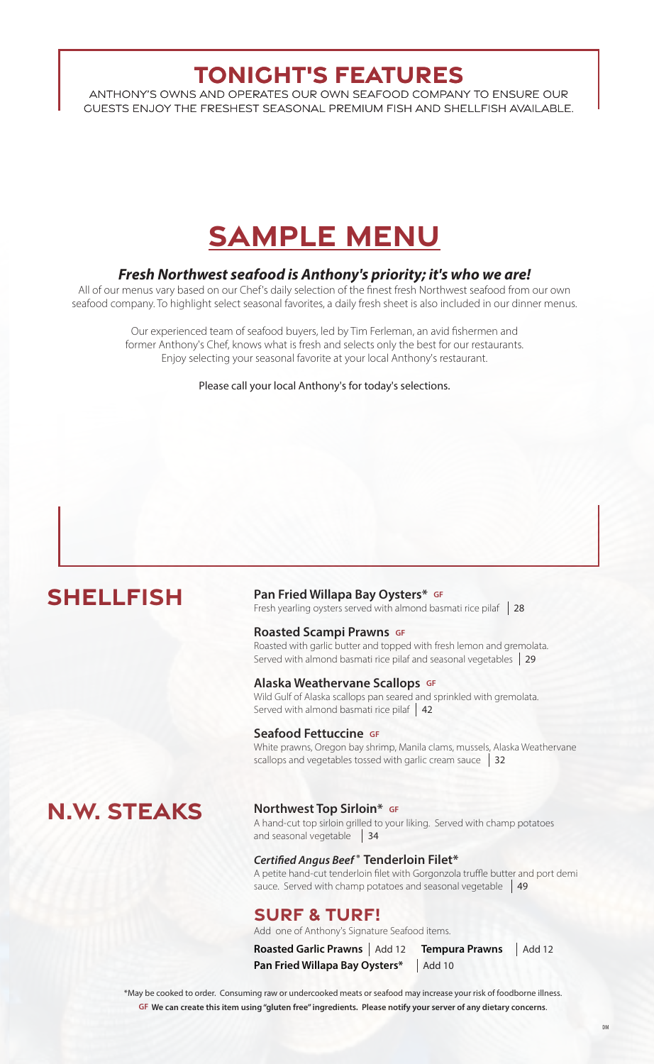# TONIGHT'S FEATURES

ANTHONY'S OWNS AND OPERATES OUR OWN SEAFOOD COMPANY TO ENSURE OUR GUESTS ENJOY THE FRESHEST SEASONAL PREMIUM FISH AND SHELLFISH AVAILABLE.

# SAMPLE MENU

***Fresh Northwest seafood is Anthony's priority; it's who we are!***

All of our menus vary based on our Chef's daily selection of the finest fresh Northwest seafood from our own seafood company. To highlight select seasonal favorites, a daily fresh sheet is also included in our dinner menus.

Our experienced team of seafood buyers, led by Tim Ferleman, an avid fishermen and former Anthony's Chef, knows what is fresh and selects only the best for our restaurants. Enjoy selecting your seasonal favorite at your local Anthony's restaurant.

Please call your local Anthony's for today's selections.

## SHELLFISH

**Pan Fried Willapa Bay Oysters\*** GF
Fresh yearling oysters served with almond basmati rice pilaf | 28

**Roasted Scampi Prawns** GF
Roasted with garlic butter and topped with fresh lemon and gremolata. Served with almond basmati rice pilaf and seasonal vegetables | 29

**Alaska Weathervane Scallops** GF
Wild Gulf of Alaska scallops pan seared and sprinkled with gremolata. Served with almond basmati rice pilaf | 42

**Seafood Fettuccine** GF
White prawns, Oregon bay shrimp, Manila clams, mussels, Alaska Weathervane scallops and vegetables tossed with garlic cream sauce | 32

## N.W. STEAKS

**Northwest Top Sirloin\*** GF
A hand-cut top sirloin grilled to your liking. Served with champ potatoes and seasonal vegetable | 34

***Certified Angus Beef®* Tenderloin Filet\***
A petite hand-cut tenderloin filet with Gorgonzola truffle butter and port demi sauce. Served with champ potatoes and seasonal vegetable | 49

### SURF & TURF!

Add one of Anthony's Signature Seafood items.

**Roasted Garlic Prawns** | Add 12 **Tempura Prawns** | Add 12
**Pan Fried Willapa Bay Oysters\*** | Add 10

\*May be cooked to order. Consuming raw or undercooked meats or seafood may increase your risk of foodborne illness.

GF **We can create this item using "gluten free" ingredients. Please notify your server of any dietary concerns**.

DM